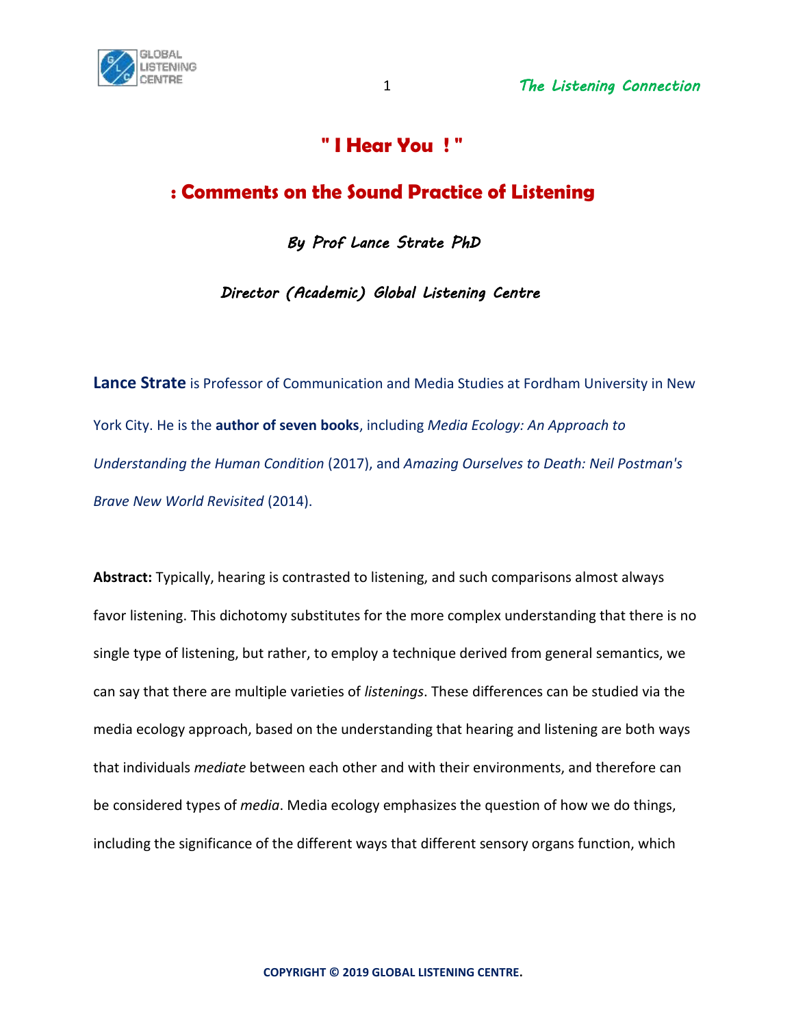# " I Hear You ! "

## : Comments on the Sound Practice of Listening

*By Prof Lance Strate PhD*

*Director (Academic) Global Listening Centre*

**Lance Strate** is Professor of Communication and Media Studies at Fordham University in New York City. He is the **author of seven books**, including *Media Ecology: An Approach to Understanding the Human Condition* (2017), and *Amazing Ourselves to Death: Neil Postman's Brave New World Revisited* (2014).

**Abstract:** Typically, hearing is contrasted to listening, and such comparisons almost always favor listening. This dichotomy substitutes for the more complex understanding that there is no single type of listening, but rather, to employ a technique derived from general semantics, we can say that there are multiple varieties of *listenings*. These differences can be studied via the media ecology approach, based on the understanding that hearing and listening are both ways that individuals *mediate* between each other and with their environments, and therefore can be considered types of *media*. Media ecology emphasizes the question of how we do things, including the significance of the different ways that different sensory organs function, which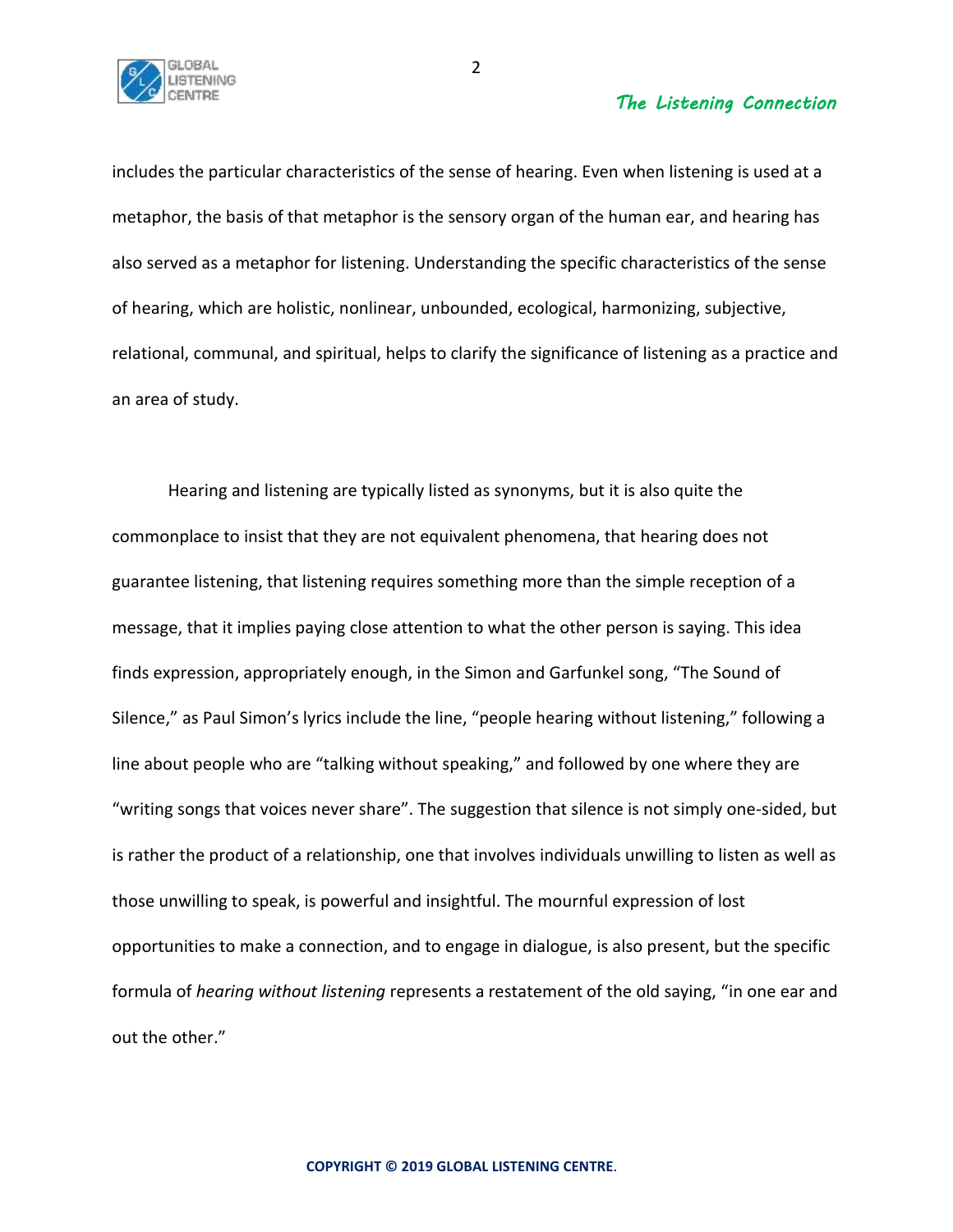includes the particular characteristics of the sense of hearing. Even when listening is used at a metaphor, the basis of that metaphor is the sensory organ of the human ear, and hearing has also served as a metaphor for listening. Understanding the specific characteristics of the sense of hearing, which are holistic, nonlinear, unbounded, ecological, harmonizing, subjective, relational, communal, and spiritual, helps to clarify the significance of listening as a practice and an area of study.

Hearing and listening are typically listed as synonyms, but it is also quite the commonplace to insist that they are not equivalent phenomena, that hearing does not guarantee listening, that listening requires something more than the simple reception of a message, that it implies paying close attention to what the other person is saying. This idea finds expression, appropriately enough, in the Simon and Garfunkel song, "The Sound of Silence," as Paul Simon's lyrics include the line, "people hearing without listening," following a line about people who are "talking without speaking," and followed by one where they are "writing songs that voices never share". The suggestion that silence is not simply one-sided, but is rather the product of a relationship, one that involves individuals unwilling to listen as well as those unwilling to speak, is powerful and insightful. The mournful expression of lost opportunities to make a connection, and to engage in dialogue, is also present, but the specific formula of *hearing without listening* represents a restatement of the old saying, "in one ear and out the other."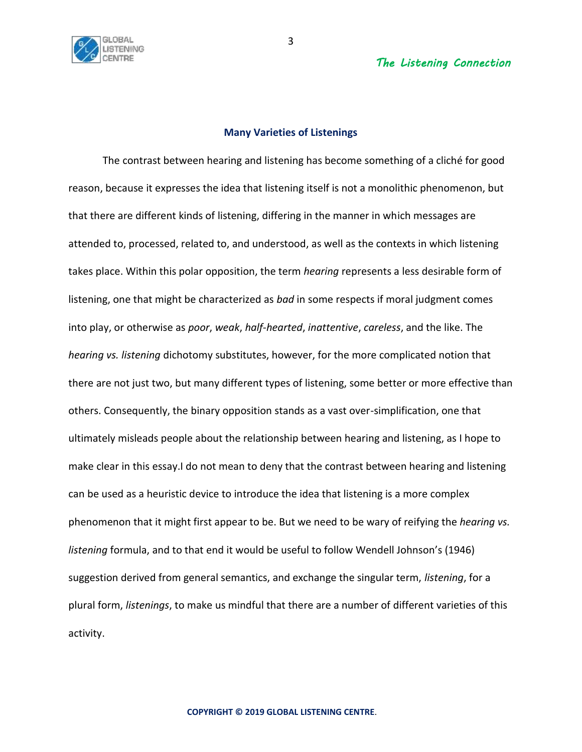## Many Varieties of Listenings

The contrast between hearing and listening has become something of a cliché for good reason, because it expresses the idea that listening itself is not a monolithic phenomenon, but that there are different kinds of listening, differing in the manner in which messages are attended to, processed, related to, and understood, as well as the contexts in which listening takes place. Within this polar opposition, the term *hearing* represents a less desirable form of listening, one that might be characterized as *bad* in some respects if moral judgment comes into play, or otherwise as *poor*, *weak*, *half-hearted*, *inattentive*, *careless*, and the like. The *hearing vs. listening* dichotomy substitutes, however, for the more complicated notion that there are not just two, but many different types of listening, some better or more effective than others. Consequently, the binary opposition stands as a vast over-simplification, one that ultimately misleads people about the relationship between hearing and listening, as I hope to make clear in this essay.I do not mean to deny that the contrast between hearing and listening can be used as a heuristic device to introduce the idea that listening is a more complex phenomenon that it might first appear to be. But we need to be wary of reifying the *hearing vs. listening* formula, and to that end it would be useful to follow Wendell Johnson's (1946) suggestion derived from general semantics, and exchange the singular term, *listening*, for a plural form, *listenings*, to make us mindful that there are a number of different varieties of this activity.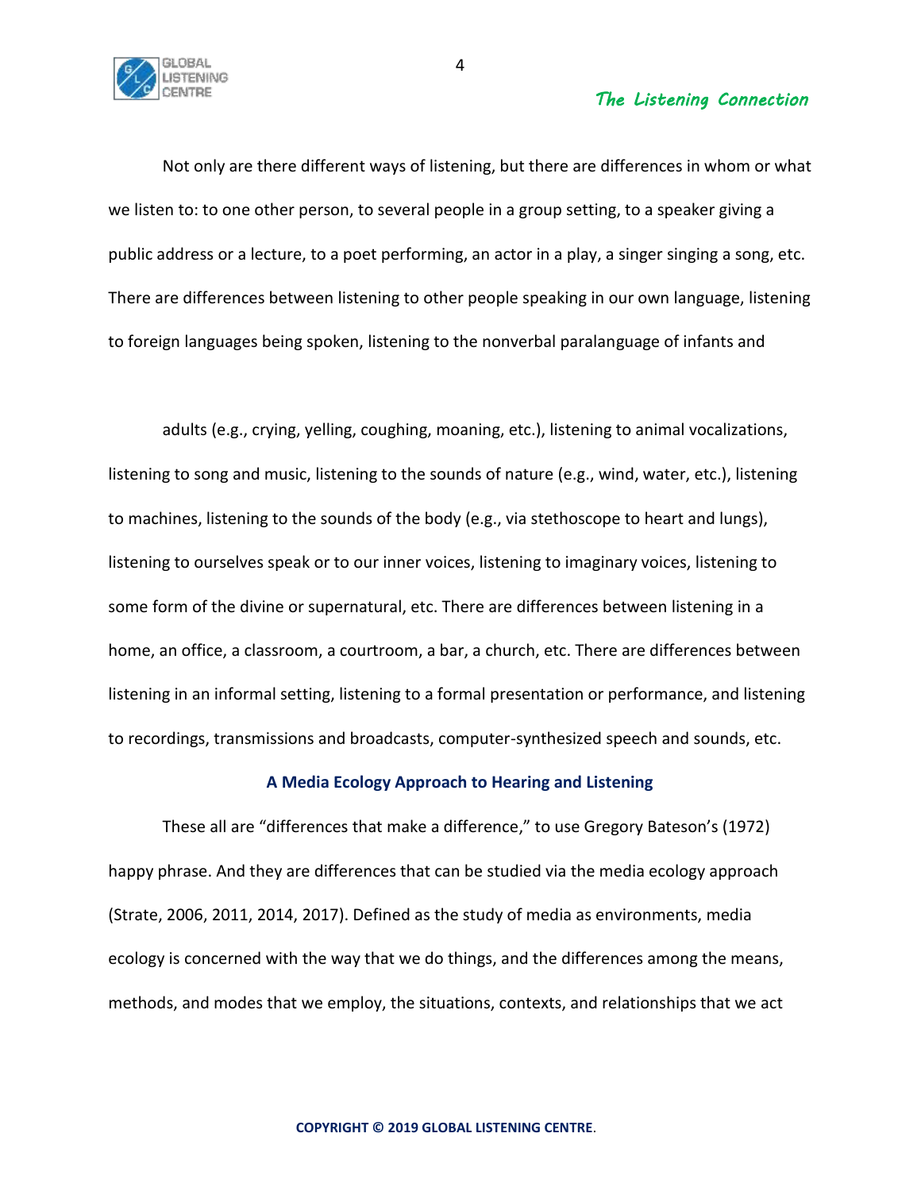Not only are there different ways of listening, but there are differences in whom or what we listen to: to one other person, to several people in a group setting, to a speaker giving a public address or a lecture, to a poet performing, an actor in a play, a singer singing a song, etc. There are differences between listening to other people speaking in our own language, listening to foreign languages being spoken, listening to the nonverbal paralanguage of infants and adults (e.g., crying, yelling, coughing, moaning, etc.), listening to animal vocalizations, listening to song and music, listening to the sounds of nature (e.g., wind, water, etc.), listening to machines, listening to the sounds of the body (e.g., via stethoscope to heart and lungs), listening to ourselves speak or to our inner voices, listening to imaginary voices, listening to some form of the divine or supernatural, etc. There are differences between listening in a home, an office, a classroom, a courtroom, a bar, a church, etc. There are differences between listening in an informal setting, listening to a formal presentation or performance, and listening to recordings, transmissions and broadcasts, computer-synthesized speech and sounds, etc.

## A Media Ecology Approach to Hearing and Listening

These all are "differences that make a difference," to use Gregory Bateson's (1972) happy phrase. And they are differences that can be studied via the media ecology approach (Strate, 2006, 2011, 2014, 2017). Defined as the study of media as environments, media ecology is concerned with the way that we do things, and the differences among the means, methods, and modes that we employ, the situations, contexts, and relationships that we act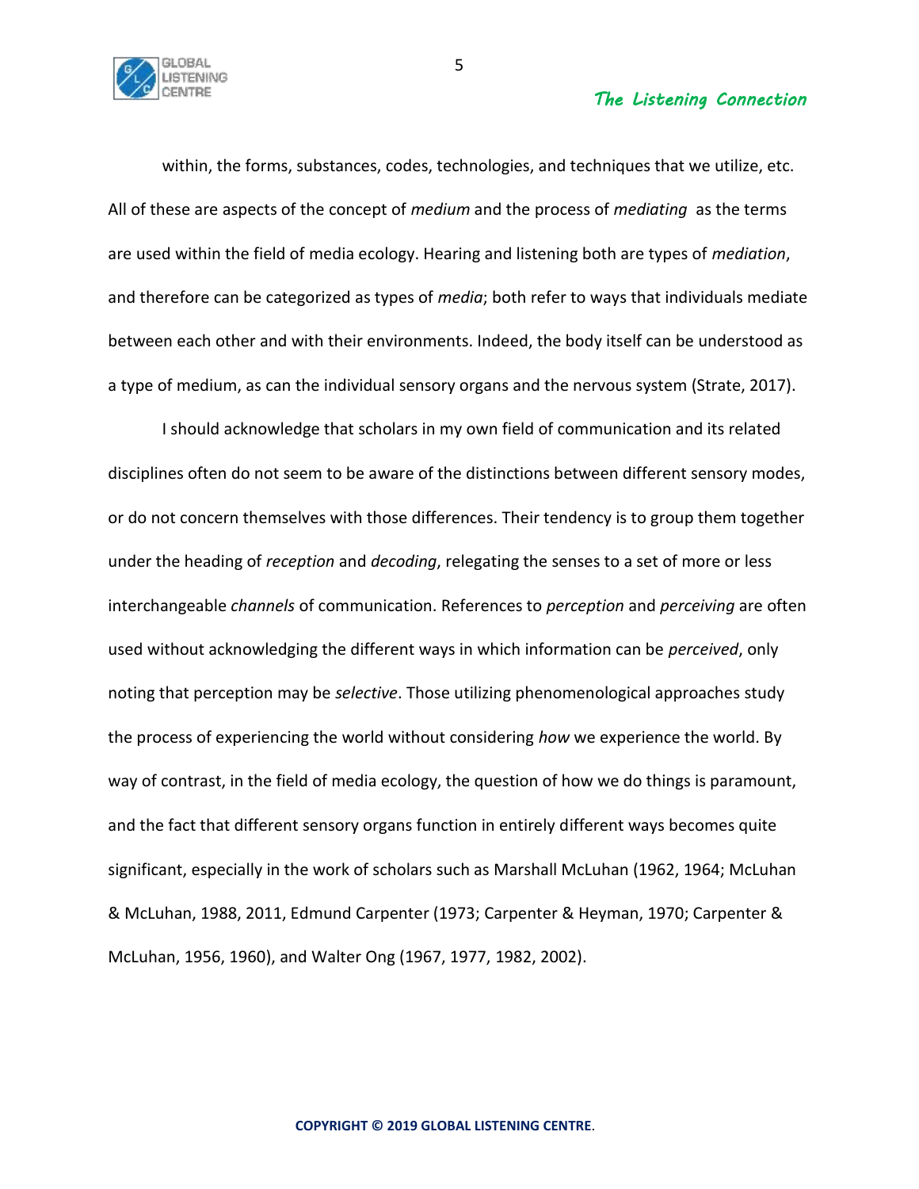within, the forms, substances, codes, technologies, and techniques that we utilize, etc. All of these are aspects of the concept of *medium* and the process of *mediating* as the terms are used within the field of media ecology. Hearing and listening both are types of *mediation*, and therefore can be categorized as types of *media*; both refer to ways that individuals mediate between each other and with their environments. Indeed, the body itself can be understood as a type of medium, as can the individual sensory organs and the nervous system (Strate, 2017).

I should acknowledge that scholars in my own field of communication and its related disciplines often do not seem to be aware of the distinctions between different sensory modes, or do not concern themselves with those differences. Their tendency is to group them together under the heading of *reception* and *decoding*, relegating the senses to a set of more or less interchangeable *channels* of communication. References to *perception* and *perceiving* are often used without acknowledging the different ways in which information can be *perceived*, only noting that perception may be *selective*. Those utilizing phenomenological approaches study the process of experiencing the world without considering *how* we experience the world. By way of contrast, in the field of media ecology, the question of how we do things is paramount, and the fact that different sensory organs function in entirely different ways becomes quite significant, especially in the work of scholars such as Marshall McLuhan (1962, 1964; McLuhan & McLuhan, 1988, 2011, Edmund Carpenter (1973; Carpenter & Heyman, 1970; Carpenter & McLuhan, 1956, 1960), and Walter Ong (1967, 1977, 1982, 2002).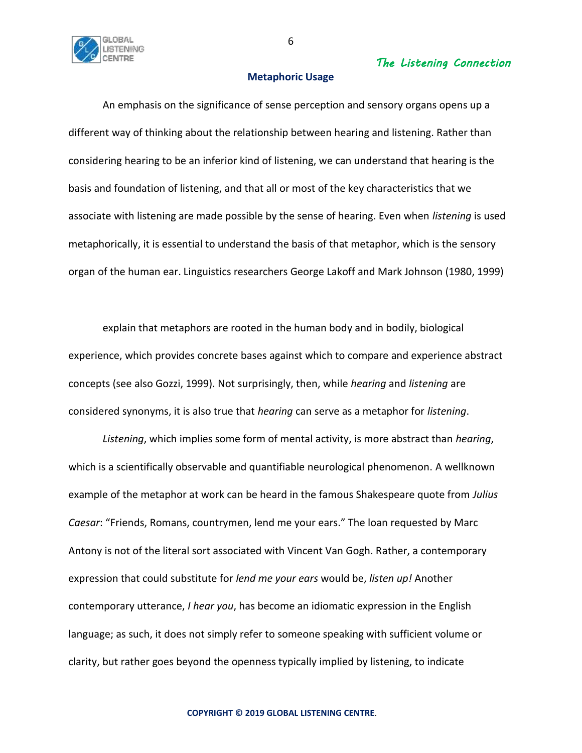## Metaphoric Usage

An emphasis on the significance of sense perception and sensory organs opens up a different way of thinking about the relationship between hearing and listening. Rather than considering hearing to be an inferior kind of listening, we can understand that hearing is the basis and foundation of listening, and that all or most of the key characteristics that we associate with listening are made possible by the sense of hearing. Even when *listening* is used metaphorically, it is essential to understand the basis of that metaphor, which is the sensory organ of the human ear. Linguistics researchers George Lakoff and Mark Johnson (1980, 1999) explain that metaphors are rooted in the human body and in bodily, biological experience, which provides concrete bases against which to compare and experience abstract concepts (see also Gozzi, 1999). Not surprisingly, then, while *hearing* and *listening* are considered synonyms, it is also true that *hearing* can serve as a metaphor for *listening*.

*Listening*, which implies some form of mental activity, is more abstract than *hearing*, which is a scientifically observable and quantifiable neurological phenomenon. A wellknown example of the metaphor at work can be heard in the famous Shakespeare quote from *Julius Caesar*: "Friends, Romans, countrymen, lend me your ears." The loan requested by Marc Antony is not of the literal sort associated with Vincent Van Gogh. Rather, a contemporary expression that could substitute for *lend me your ears* would be, *listen up!* Another contemporary utterance, *I hear you*, has become an idiomatic expression in the English language; as such, it does not simply refer to someone speaking with sufficient volume or clarity, but rather goes beyond the openness typically implied by listening, to indicate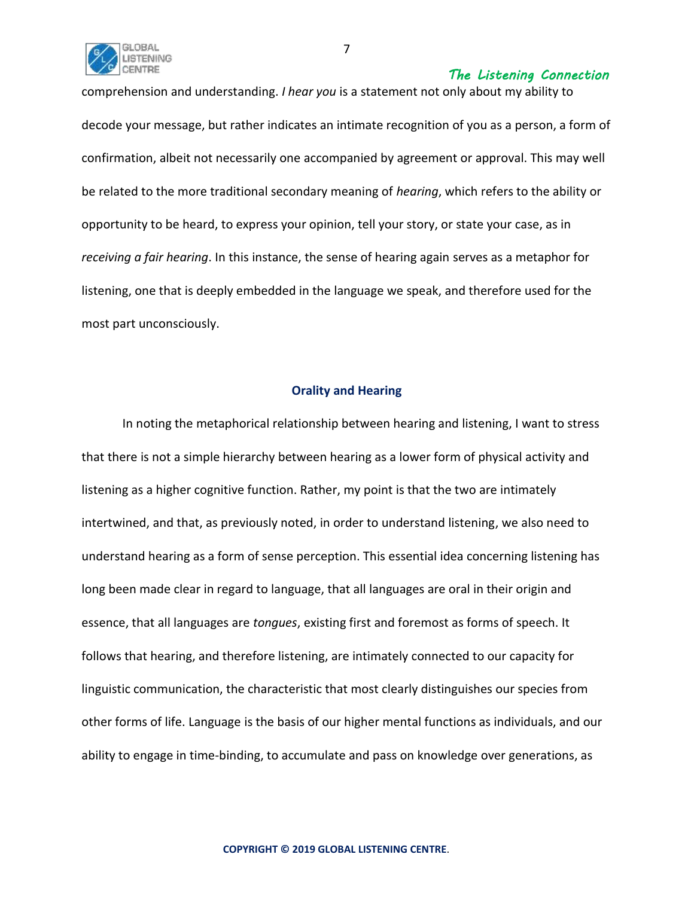comprehension and understanding. *I hear you* is a statement not only about my ability to decode your message, but rather indicates an intimate recognition of you as a person, a form of confirmation, albeit not necessarily one accompanied by agreement or approval. This may well be related to the more traditional secondary meaning of *hearing*, which refers to the ability or opportunity to be heard, to express your opinion, tell your story, or state your case, as in *receiving a fair hearing*. In this instance, the sense of hearing again serves as a metaphor for listening, one that is deeply embedded in the language we speak, and therefore used for the most part unconsciously.

## Orality and Hearing

In noting the metaphorical relationship between hearing and listening, I want to stress that there is not a simple hierarchy between hearing as a lower form of physical activity and listening as a higher cognitive function. Rather, my point is that the two are intimately intertwined, and that, as previously noted, in order to understand listening, we also need to understand hearing as a form of sense perception. This essential idea concerning listening has long been made clear in regard to language, that all languages are oral in their origin and essence, that all languages are *tongues*, existing first and foremost as forms of speech. It follows that hearing, and therefore listening, are intimately connected to our capacity for linguistic communication, the characteristic that most clearly distinguishes our species from other forms of life. Language is the basis of our higher mental functions as individuals, and our ability to engage in time-binding, to accumulate and pass on knowledge over generations, as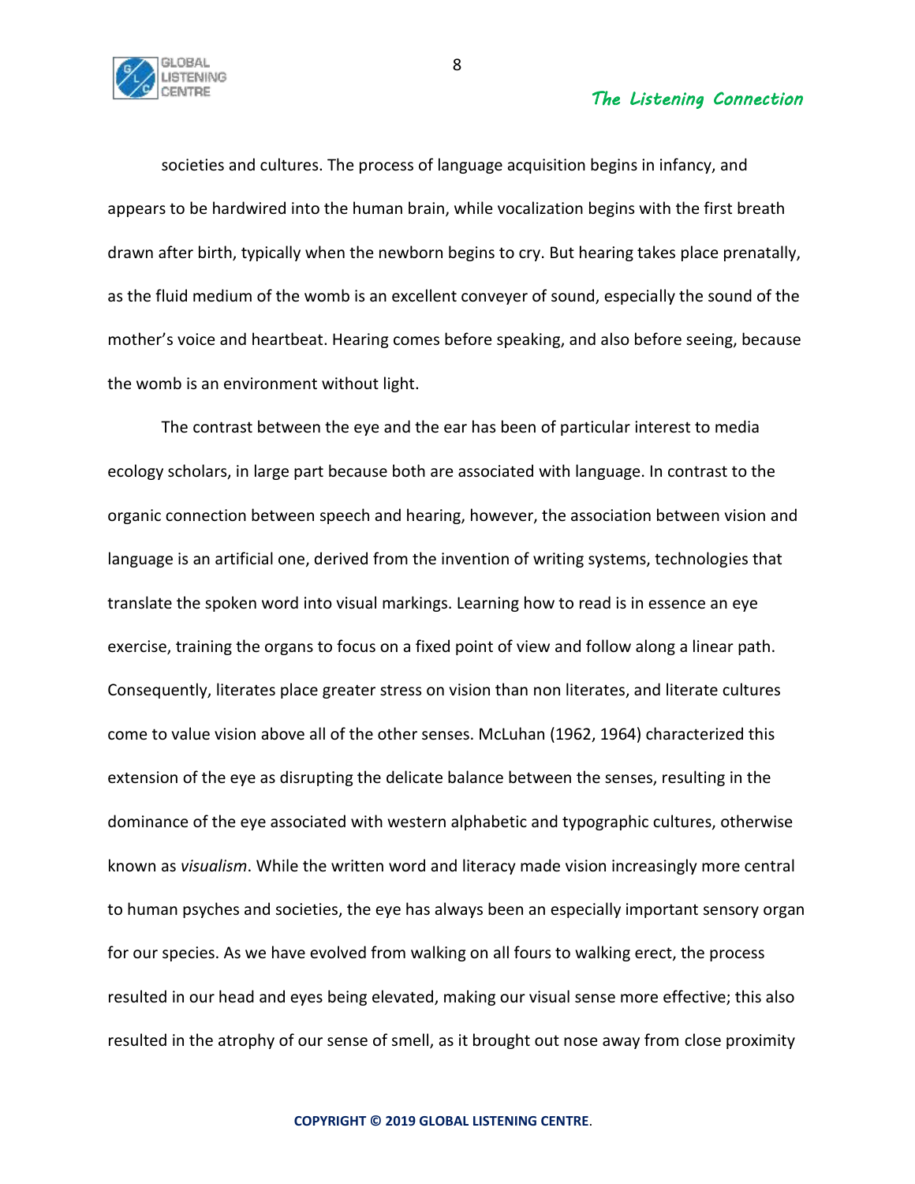societies and cultures. The process of language acquisition begins in infancy, and appears to be hardwired into the human brain, while vocalization begins with the first breath drawn after birth, typically when the newborn begins to cry. But hearing takes place prenatally, as the fluid medium of the womb is an excellent conveyer of sound, especially the sound of the mother's voice and heartbeat. Hearing comes before speaking, and also before seeing, because the womb is an environment without light.

The contrast between the eye and the ear has been of particular interest to media ecology scholars, in large part because both are associated with language. In contrast to the organic connection between speech and hearing, however, the association between vision and language is an artificial one, derived from the invention of writing systems, technologies that translate the spoken word into visual markings. Learning how to read is in essence an eye exercise, training the organs to focus on a fixed point of view and follow along a linear path. Consequently, literates place greater stress on vision than non literates, and literate cultures come to value vision above all of the other senses. McLuhan (1962, 1964) characterized this extension of the eye as disrupting the delicate balance between the senses, resulting in the dominance of the eye associated with western alphabetic and typographic cultures, otherwise known as *visualism*. While the written word and literacy made vision increasingly more central to human psyches and societies, the eye has always been an especially important sensory organ for our species. As we have evolved from walking on all fours to walking erect, the process resulted in our head and eyes being elevated, making our visual sense more effective; this also resulted in the atrophy of our sense of smell, as it brought out nose away from close proximity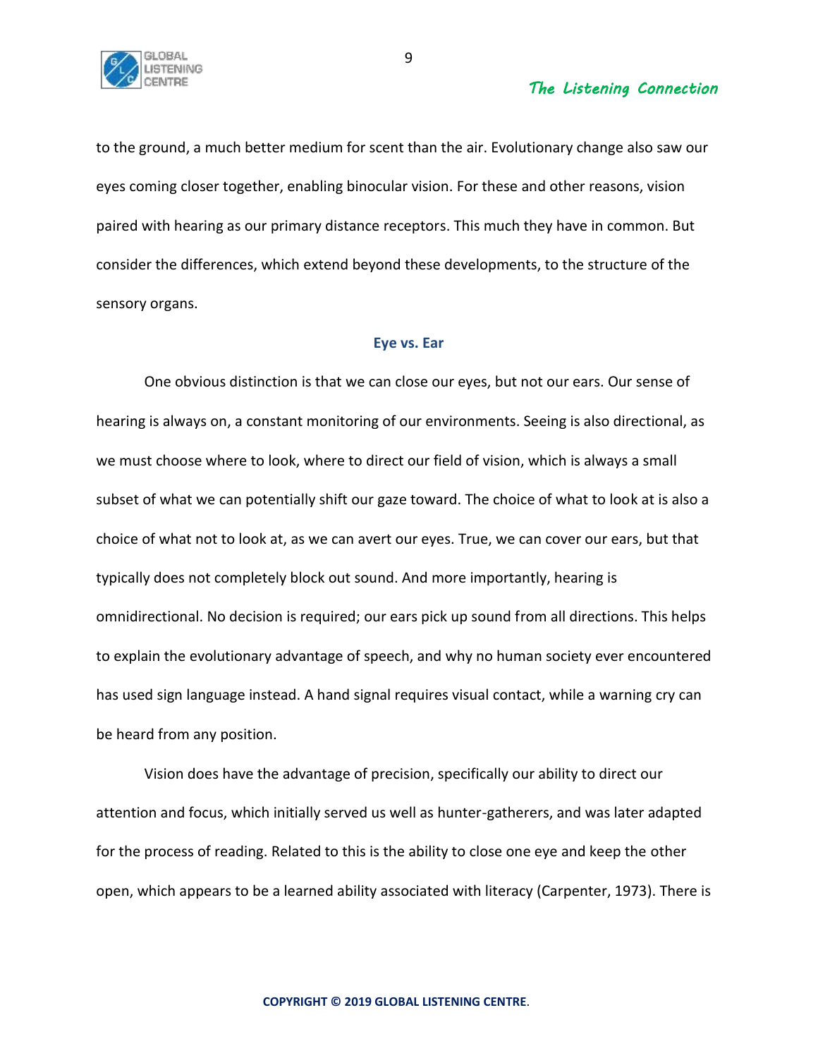to the ground, a much better medium for scent than the air. Evolutionary change also saw our eyes coming closer together, enabling binocular vision. For these and other reasons, vision paired with hearing as our primary distance receptors. This much they have in common. But consider the differences, which extend beyond these developments, to the structure of the sensory organs.

### Eye vs. Ear

One obvious distinction is that we can close our eyes, but not our ears. Our sense of hearing is always on, a constant monitoring of our environments. Seeing is also directional, as we must choose where to look, where to direct our field of vision, which is always a small subset of what we can potentially shift our gaze toward. The choice of what to look at is also a choice of what not to look at, as we can avert our eyes. True, we can cover our ears, but that typically does not completely block out sound. And more importantly, hearing is omnidirectional. No decision is required; our ears pick up sound from all directions. This helps to explain the evolutionary advantage of speech, and why no human society ever encountered has used sign language instead. A hand signal requires visual contact, while a warning cry can be heard from any position.

Vision does have the advantage of precision, specifically our ability to direct our attention and focus, which initially served us well as hunter-gatherers, and was later adapted for the process of reading. Related to this is the ability to close one eye and keep the other open, which appears to be a learned ability associated with literacy (Carpenter, 1973). There is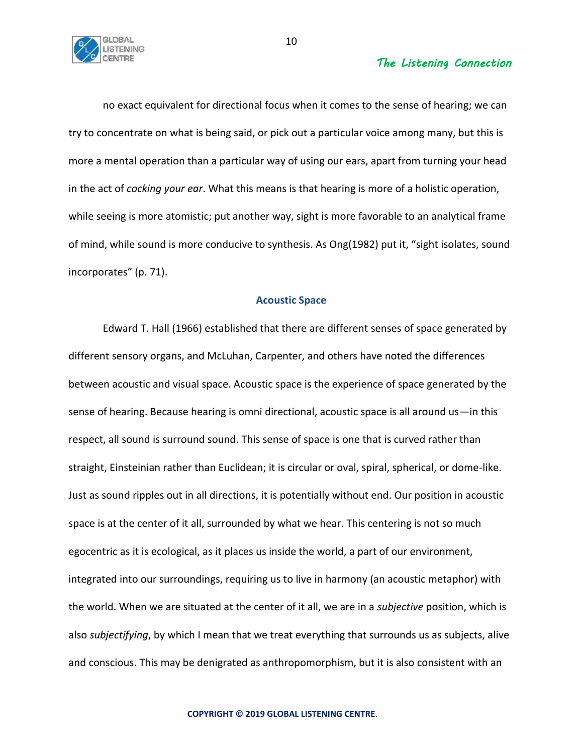no exact equivalent for directional focus when it comes to the sense of hearing; we can try to concentrate on what is being said, or pick out a particular voice among many, but this is more a mental operation than a particular way of using our ears, apart from turning your head in the act of *cocking your ear*. What this means is that hearing is more of a holistic operation, while seeing is more atomistic; put another way, sight is more favorable to an analytical frame of mind, while sound is more conducive to synthesis. As Ong(1982) put it, “sight isolates, sound incorporates” (p. 71).

## Acoustic Space

Edward T. Hall (1966) established that there are different senses of space generated by different sensory organs, and McLuhan, Carpenter, and others have noted the differences between acoustic and visual space. Acoustic space is the experience of space generated by the sense of hearing. Because hearing is omni directional, acoustic space is all around us—in this respect, all sound is surround sound. This sense of space is one that is curved rather than straight, Einsteinian rather than Euclidean; it is circular or oval, spiral, spherical, or dome-like. Just as sound ripples out in all directions, it is potentially without end. Our position in acoustic space is at the center of it all, surrounded by what we hear. This centering is not so much egocentric as it is ecological, as it places us inside the world, a part of our environment, integrated into our surroundings, requiring us to live in harmony (an acoustic metaphor) with the world. When we are situated at the center of it all, we are in a *subjective* position, which is also *subjectifying*, by which I mean that we treat everything that surrounds us as subjects, alive and conscious. This may be denigrated as anthropomorphism, but it is also consistent with an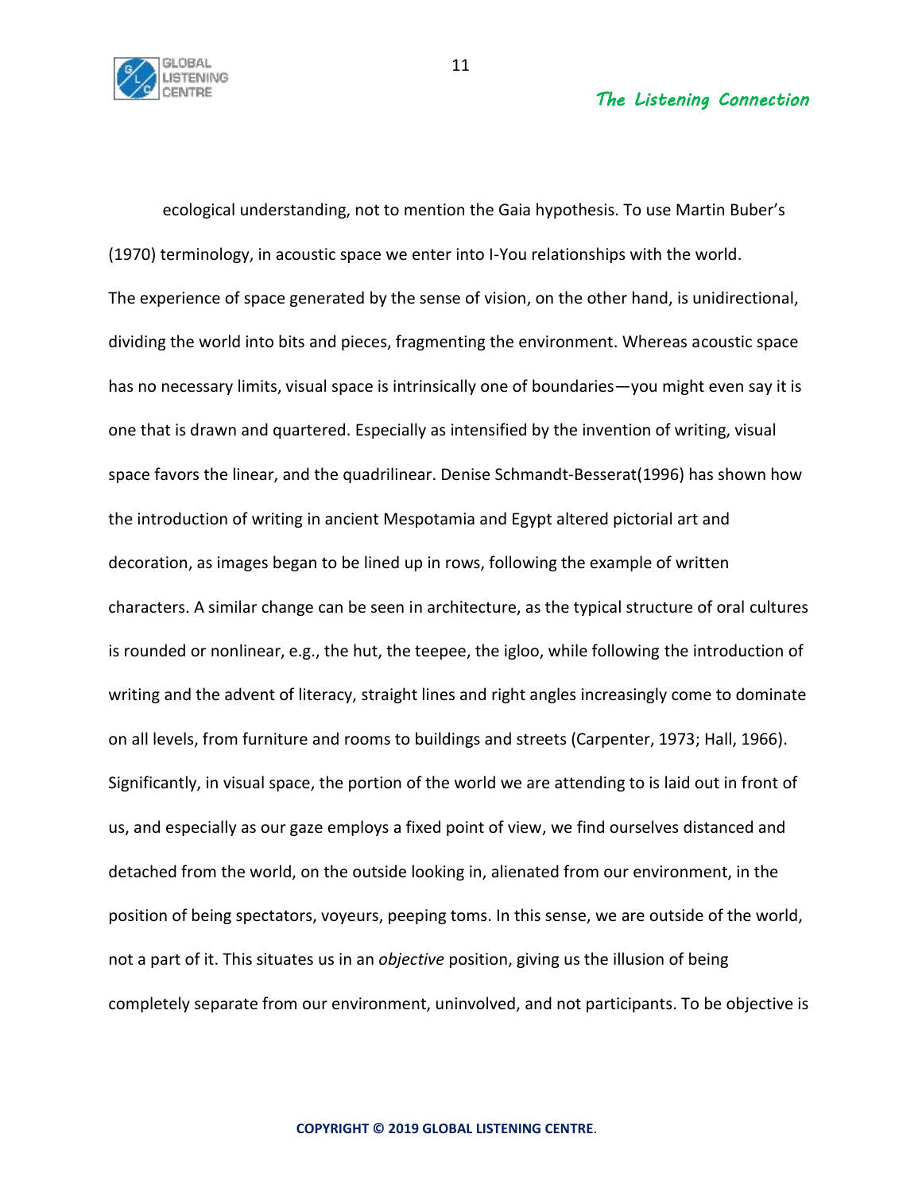ecological understanding, not to mention the Gaia hypothesis. To use Martin Buber's (1970) terminology, in acoustic space we enter into I-You relationships with the world. The experience of space generated by the sense of vision, on the other hand, is unidirectional, dividing the world into bits and pieces, fragmenting the environment. Whereas acoustic space has no necessary limits, visual space is intrinsically one of boundaries—you might even say it is one that is drawn and quartered. Especially as intensified by the invention of writing, visual space favors the linear, and the quadrilinear. Denise Schmandt-Besserat(1996) has shown how the introduction of writing in ancient Mespotamia and Egypt altered pictorial art and decoration, as images began to be lined up in rows, following the example of written characters. A similar change can be seen in architecture, as the typical structure of oral cultures is rounded or nonlinear, e.g., the hut, the teepee, the igloo, while following the introduction of writing and the advent of literacy, straight lines and right angles increasingly come to dominate on all levels, from furniture and rooms to buildings and streets (Carpenter, 1973; Hall, 1966). Significantly, in visual space, the portion of the world we are attending to is laid out in front of us, and especially as our gaze employs a fixed point of view, we find ourselves distanced and detached from the world, on the outside looking in, alienated from our environment, in the position of being spectators, voyeurs, peeping toms. In this sense, we are outside of the world, not a part of it. This situates us in an *objective* position, giving us the illusion of being completely separate from our environment, uninvolved, and not participants. To be objective is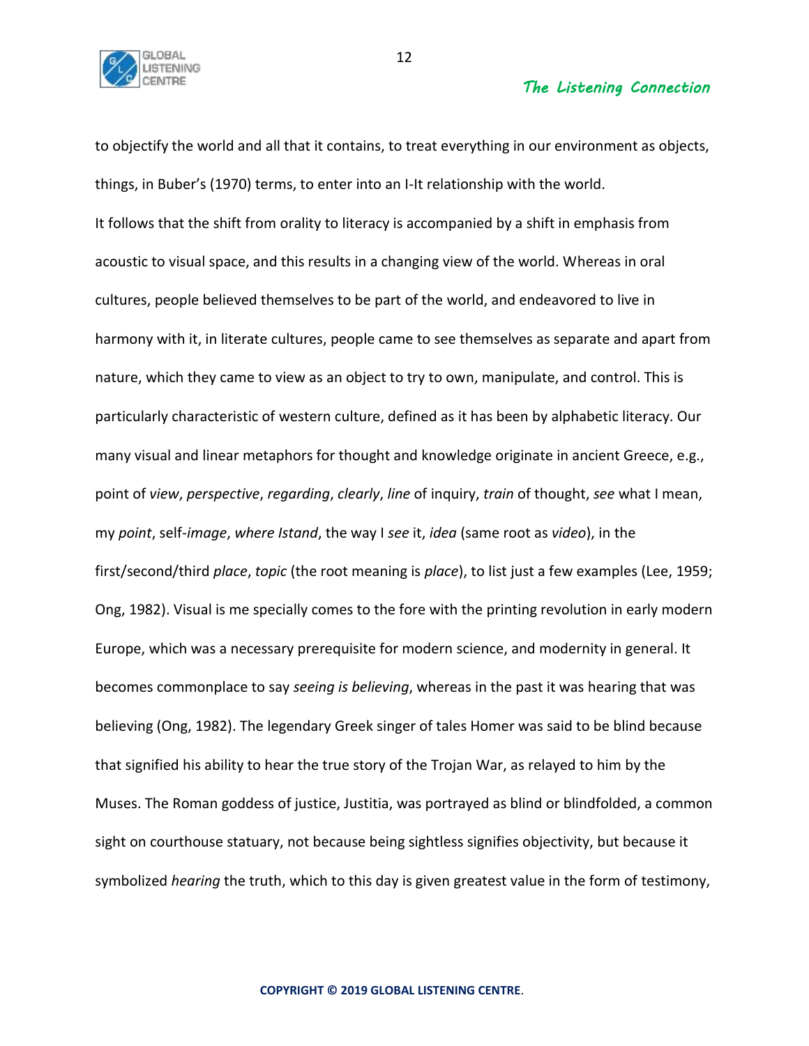to objectify the world and all that it contains, to treat everything in our environment as objects, things, in Buber's (1970) terms, to enter into an I-It relationship with the world.

It follows that the shift from orality to literacy is accompanied by a shift in emphasis from acoustic to visual space, and this results in a changing view of the world. Whereas in oral cultures, people believed themselves to be part of the world, and endeavored to live in harmony with it, in literate cultures, people came to see themselves as separate and apart from nature, which they came to view as an object to try to own, manipulate, and control. This is particularly characteristic of western culture, defined as it has been by alphabetic literacy. Our many visual and linear metaphors for thought and knowledge originate in ancient Greece, e.g., point of *view*, *perspective*, *regarding*, *clearly*, *line* of inquiry, *train* of thought, *see* what I mean, my *point*, self-*image*, *where Istand*, the way I *see* it, *idea* (same root as *video*), in the first/second/third *place*, *topic* (the root meaning is *place*), to list just a few examples (Lee, 1959; Ong, 1982). Visual is me specially comes to the fore with the printing revolution in early modern Europe, which was a necessary prerequisite for modern science, and modernity in general. It becomes commonplace to say *seeing is believing*, whereas in the past it was hearing that was believing (Ong, 1982). The legendary Greek singer of tales Homer was said to be blind because that signified his ability to hear the true story of the Trojan War, as relayed to him by the Muses. The Roman goddess of justice, Justitia, was portrayed as blind or blindfolded, a common sight on courthouse statuary, not because being sightless signifies objectivity, but because it symbolized *hearing* the truth, which to this day is given greatest value in the form of testimony,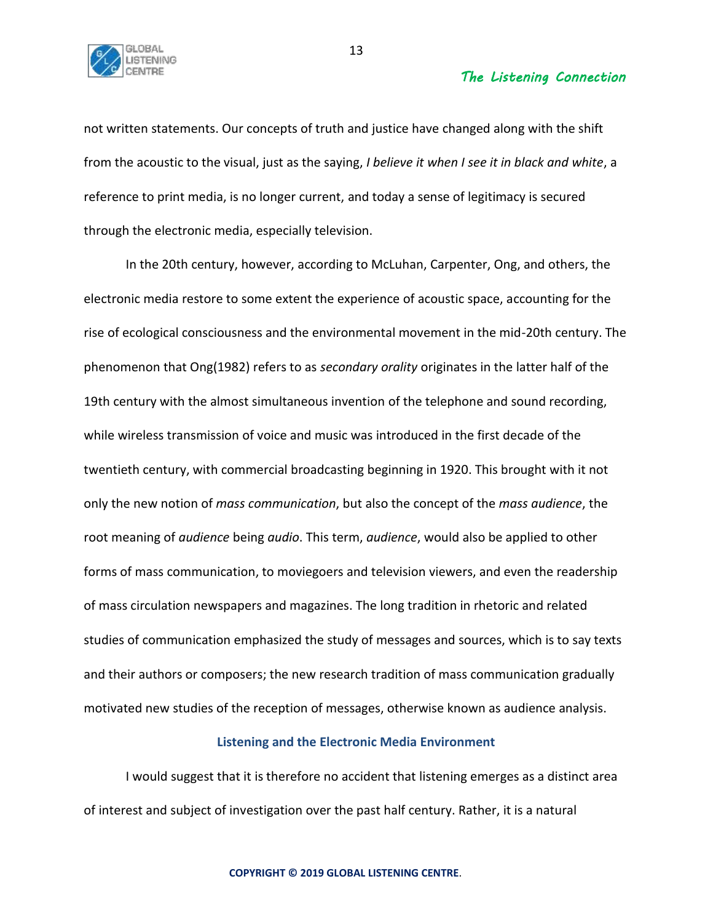not written statements. Our concepts of truth and justice have changed along with the shift from the acoustic to the visual, just as the saying, *I believe it when I see it in black and white*, a reference to print media, is no longer current, and today a sense of legitimacy is secured through the electronic media, especially television.

In the 20th century, however, according to McLuhan, Carpenter, Ong, and others, the electronic media restore to some extent the experience of acoustic space, accounting for the rise of ecological consciousness and the environmental movement in the mid-20th century. The phenomenon that Ong(1982) refers to as *secondary orality* originates in the latter half of the 19th century with the almost simultaneous invention of the telephone and sound recording, while wireless transmission of voice and music was introduced in the first decade of the twentieth century, with commercial broadcasting beginning in 1920. This brought with it not only the new notion of *mass communication*, but also the concept of the *mass audience*, the root meaning of *audience* being *audio*. This term, *audience*, would also be applied to other forms of mass communication, to moviegoers and television viewers, and even the readership of mass circulation newspapers and magazines. The long tradition in rhetoric and related studies of communication emphasized the study of messages and sources, which is to say texts and their authors or composers; the new research tradition of mass communication gradually motivated new studies of the reception of messages, otherwise known as audience analysis.

### Listening and the Electronic Media Environment

I would suggest that it is therefore no accident that listening emerges as a distinct area of interest and subject of investigation over the past half century. Rather, it is a natural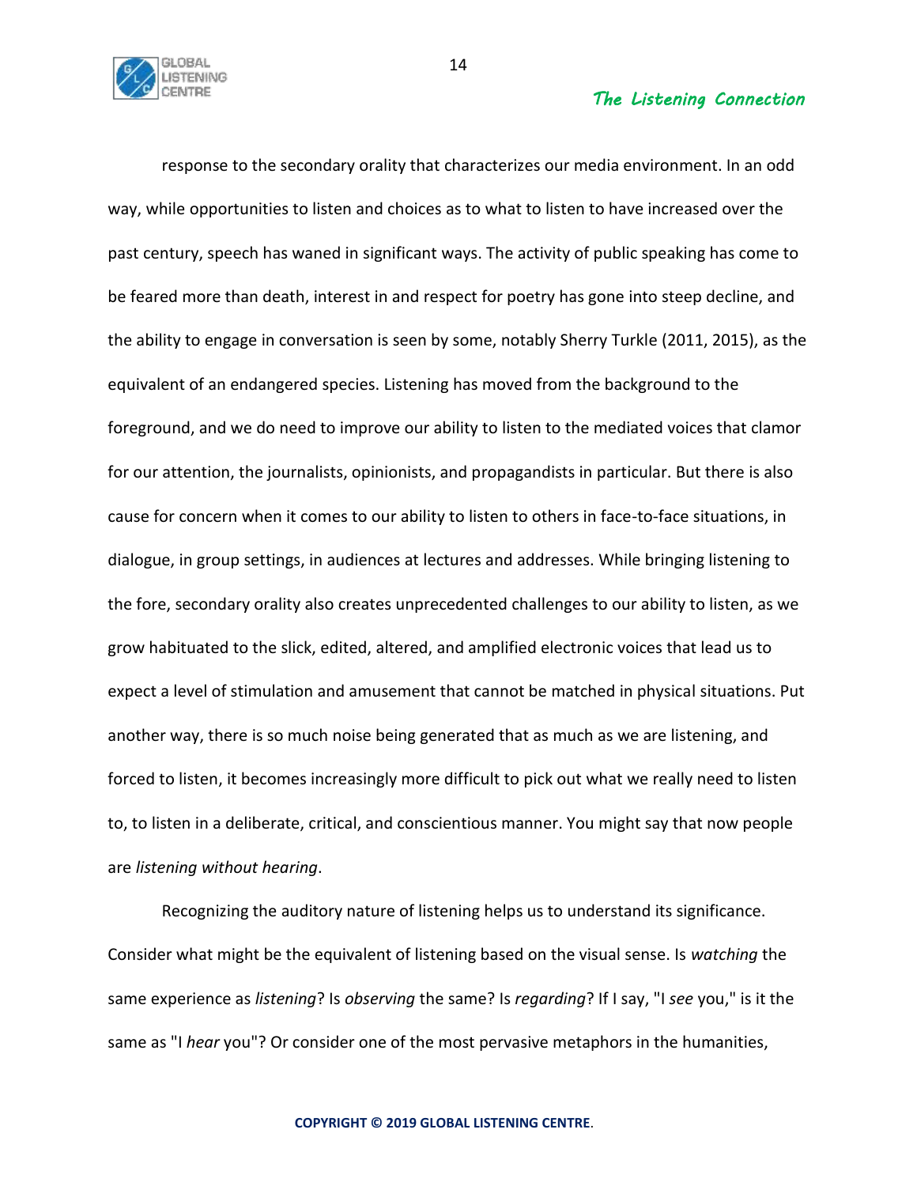response to the secondary orality that characterizes our media environment. In an odd way, while opportunities to listen and choices as to what to listen to have increased over the past century, speech has waned in significant ways. The activity of public speaking has come to be feared more than death, interest in and respect for poetry has gone into steep decline, and the ability to engage in conversation is seen by some, notably Sherry Turkle (2011, 2015), as the equivalent of an endangered species. Listening has moved from the background to the foreground, and we do need to improve our ability to listen to the mediated voices that clamor for our attention, the journalists, opinionists, and propagandists in particular. But there is also cause for concern when it comes to our ability to listen to others in face-to-face situations, in dialogue, in group settings, in audiences at lectures and addresses. While bringing listening to the fore, secondary orality also creates unprecedented challenges to our ability to listen, as we grow habituated to the slick, edited, altered, and amplified electronic voices that lead us to expect a level of stimulation and amusement that cannot be matched in physical situations. Put another way, there is so much noise being generated that as much as we are listening, and forced to listen, it becomes increasingly more difficult to pick out what we really need to listen to, to listen in a deliberate, critical, and conscientious manner. You might say that now people are *listening without hearing*.

Recognizing the auditory nature of listening helps us to understand its significance. Consider what might be the equivalent of listening based on the visual sense. Is *watching* the same experience as *listening*? Is *observing* the same? Is *regarding*? If I say, "I *see* you," is it the same as "I *hear* you"? Or consider one of the most pervasive metaphors in the humanities,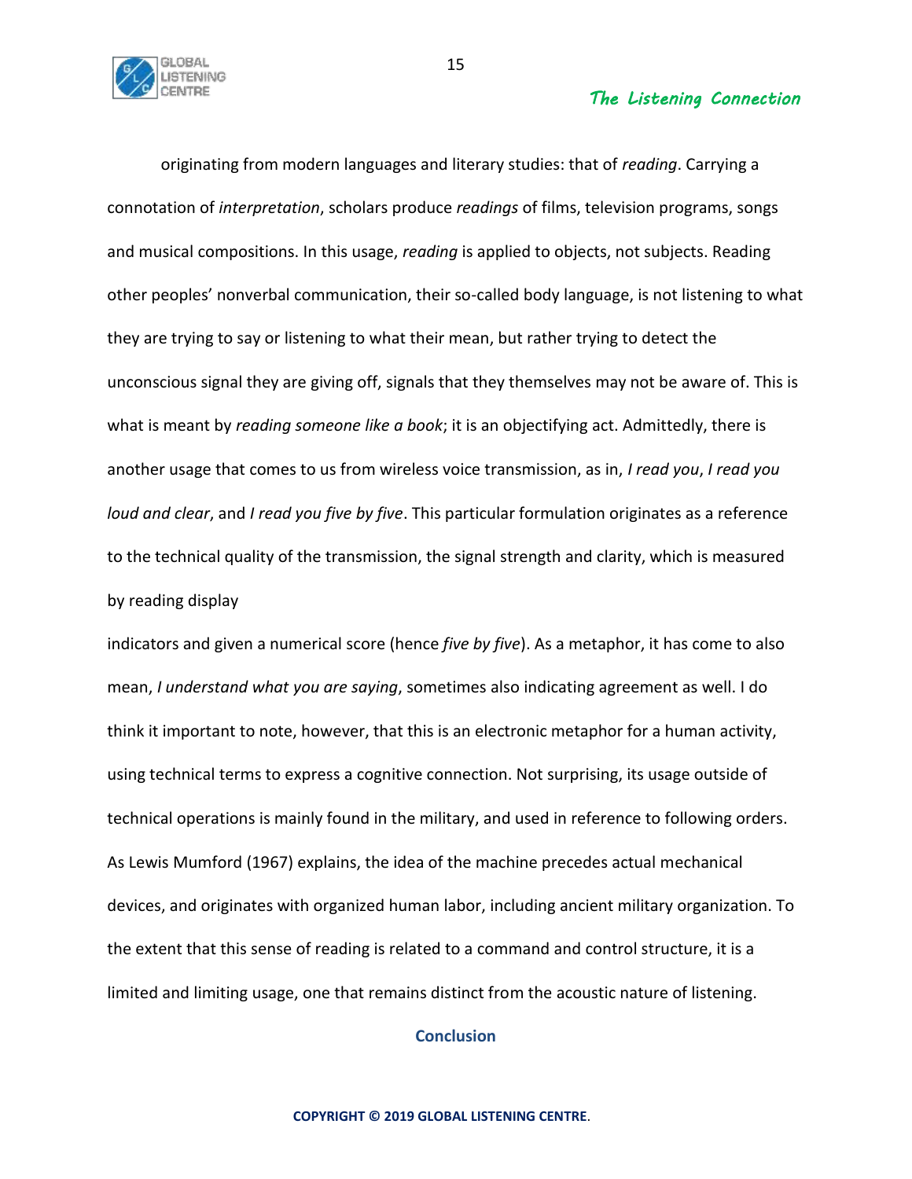originating from modern languages and literary studies: that of *reading*. Carrying a connotation of *interpretation*, scholars produce *readings* of films, television programs, songs and musical compositions. In this usage, *reading* is applied to objects, not subjects. Reading other peoples' nonverbal communication, their so-called body language, is not listening to what they are trying to say or listening to what their mean, but rather trying to detect the unconscious signal they are giving off, signals that they themselves may not be aware of. This is what is meant by *reading someone like a book*; it is an objectifying act. Admittedly, there is another usage that comes to us from wireless voice transmission, as in, *I read you*, *I read you loud and clear*, and *I read you five by five*. This particular formulation originates as a reference to the technical quality of the transmission, the signal strength and clarity, which is measured by reading display indicators and given a numerical score (hence *five by five*). As a metaphor, it has come to also mean, *I understand what you are saying*, sometimes also indicating agreement as well. I do think it important to note, however, that this is an electronic metaphor for a human activity, using technical terms to express a cognitive connection. Not surprising, its usage outside of technical operations is mainly found in the military, and used in reference to following orders. As Lewis Mumford (1967) explains, the idea of the machine precedes actual mechanical devices, and originates with organized human labor, including ancient military organization. To the extent that this sense of reading is related to a command and control structure, it is a limited and limiting usage, one that remains distinct from the acoustic nature of listening.

## Conclusion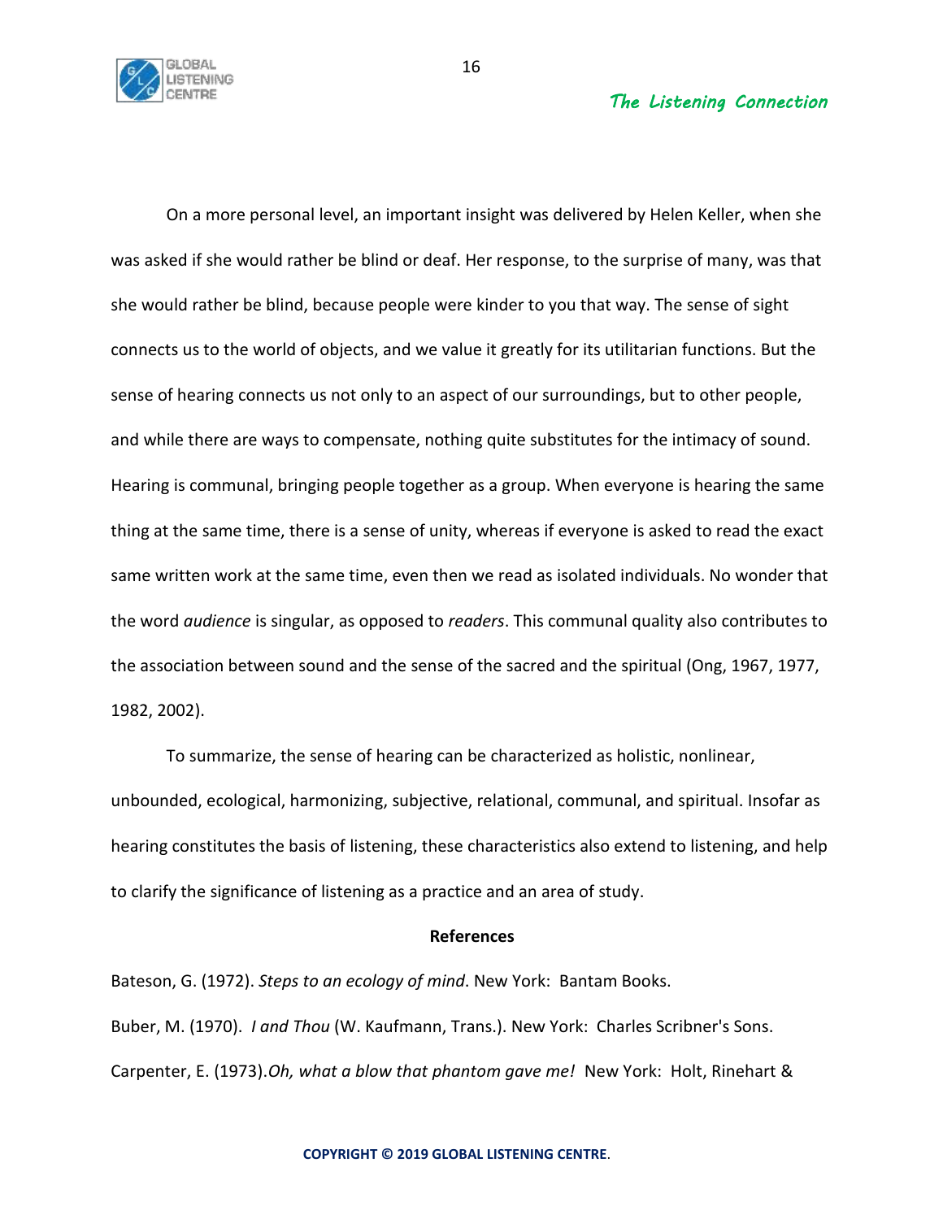On a more personal level, an important insight was delivered by Helen Keller, when she was asked if she would rather be blind or deaf. Her response, to the surprise of many, was that she would rather be blind, because people were kinder to you that way. The sense of sight connects us to the world of objects, and we value it greatly for its utilitarian functions. But the sense of hearing connects us not only to an aspect of our surroundings, but to other people, and while there are ways to compensate, nothing quite substitutes for the intimacy of sound. Hearing is communal, bringing people together as a group. When everyone is hearing the same thing at the same time, there is a sense of unity, whereas if everyone is asked to read the exact same written work at the same time, even then we read as isolated individuals. No wonder that the word *audience* is singular, as opposed to *readers*. This communal quality also contributes to the association between sound and the sense of the sacred and the spiritual (Ong, 1967, 1977, 1982, 2002).

To summarize, the sense of hearing can be characterized as holistic, nonlinear, unbounded, ecological, harmonizing, subjective, relational, communal, and spiritual. Insofar as hearing constitutes the basis of listening, these characteristics also extend to listening, and help to clarify the significance of listening as a practice and an area of study.

**References**

Bateson, G. (1972). *Steps to an ecology of mind*. New York: Bantam Books.

Buber, M. (1970). *I and Thou* (W. Kaufmann, Trans.). New York: Charles Scribner's Sons.

Carpenter, E. (1973).*Oh, what a blow that phantom gave me!* New York: Holt, Rinehart &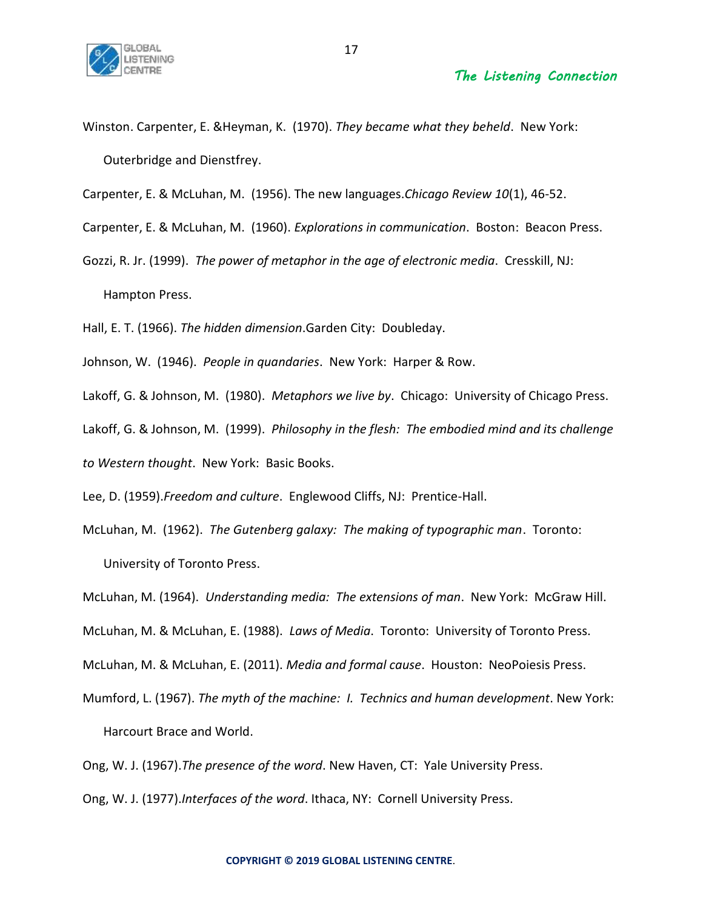Winston. Carpenter, E. &Heyman, K. (1970). *They became what they beheld*. New York: Outerbridge and Dienstfrey.

Carpenter, E. & McLuhan, M. (1956). The new languages.*Chicago Review 10*(1), 46-52.

Carpenter, E. & McLuhan, M. (1960). *Explorations in communication*. Boston: Beacon Press.

Gozzi, R. Jr. (1999). *The power of metaphor in the age of electronic media*. Cresskill, NJ: Hampton Press.

Hall, E. T. (1966). *The hidden dimension*.Garden City: Doubleday.

Johnson, W. (1946). *People in quandaries*. New York: Harper & Row.

Lakoff, G. & Johnson, M. (1980). *Metaphors we live by*. Chicago: University of Chicago Press.

Lakoff, G. & Johnson, M. (1999). *Philosophy in the flesh: The embodied mind and its challenge to Western thought*. New York: Basic Books.

Lee, D. (1959).*Freedom and culture*. Englewood Cliffs, NJ: Prentice-Hall.

McLuhan, M. (1962). *The Gutenberg galaxy: The making of typographic man*. Toronto: University of Toronto Press.

McLuhan, M. (1964). *Understanding media: The extensions of man*. New York: McGraw Hill.

McLuhan, M. & McLuhan, E. (1988). *Laws of Media*. Toronto: University of Toronto Press.

McLuhan, M. & McLuhan, E. (2011). *Media and formal cause*. Houston: NeoPoiesis Press.

Mumford, L. (1967). *The myth of the machine: I. Technics and human development*. New York: Harcourt Brace and World.

Ong, W. J. (1967).*The presence of the word*. New Haven, CT: Yale University Press.

Ong, W. J. (1977).*Interfaces of the word*. Ithaca, NY: Cornell University Press.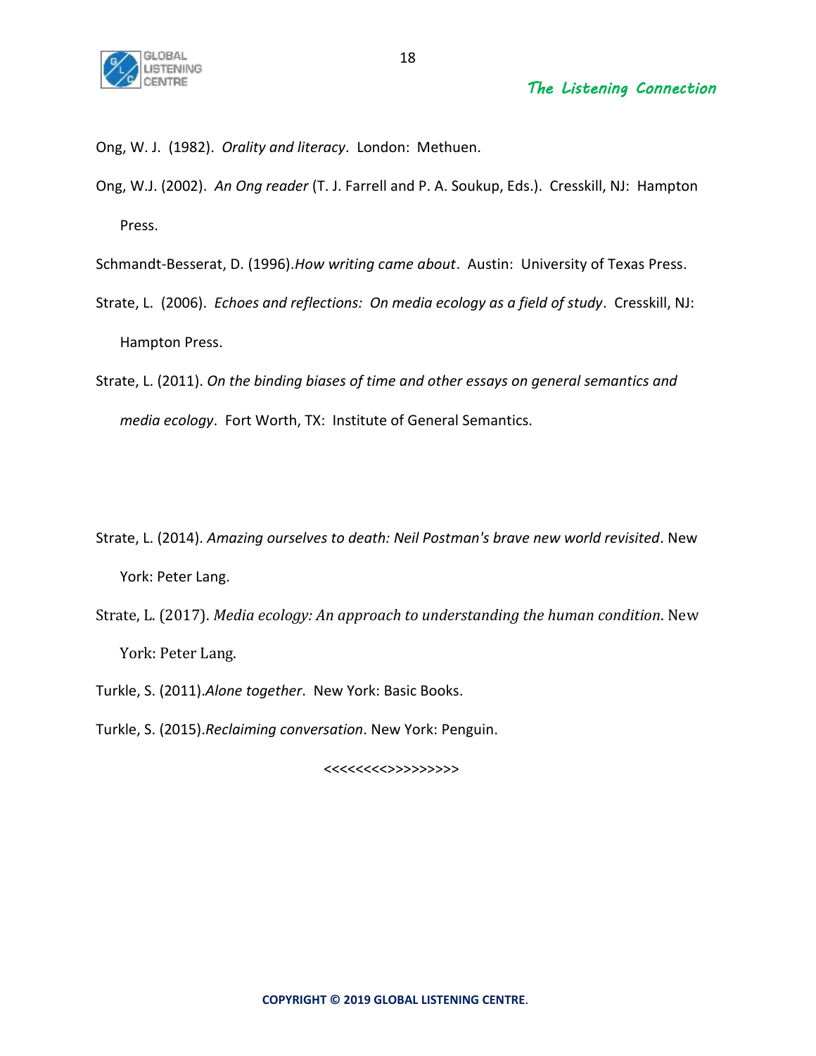Ong, W. J.  (1982).  *Orality and literacy*.  London:  Methuen.

Ong, W.J. (2002).  *An Ong reader* (T. J. Farrell and P. A. Soukup, Eds.).  Cresskill, NJ:  Hampton Press.

Schmandt-Besserat, D. (1996).*How writing came about*.  Austin:  University of Texas Press.

Strate, L.  (2006).  *Echoes and reflections:  On media ecology as a field of study*.  Cresskill, NJ:  Hampton Press.

Strate, L. (2011). *On the binding biases of time and other essays on general semantics and media ecology*.  Fort Worth, TX:  Institute of General Semantics.

Strate, L. (2014). *Amazing ourselves to death: Neil Postman's brave new world revisited*. New York: Peter Lang.

Strate, L. (2017). *Media ecology: An approach to understanding the human condition*. New York: Peter Lang.

Turkle, S. (2011).*Alone together*.  New York: Basic Books.

Turkle, S. (2015).*Reclaiming conversation*. New York: Penguin.

<<<<<<<<>>>>>>>>>

**COPYRIGHT © 2019 GLOBAL LISTENING CENTRE**.